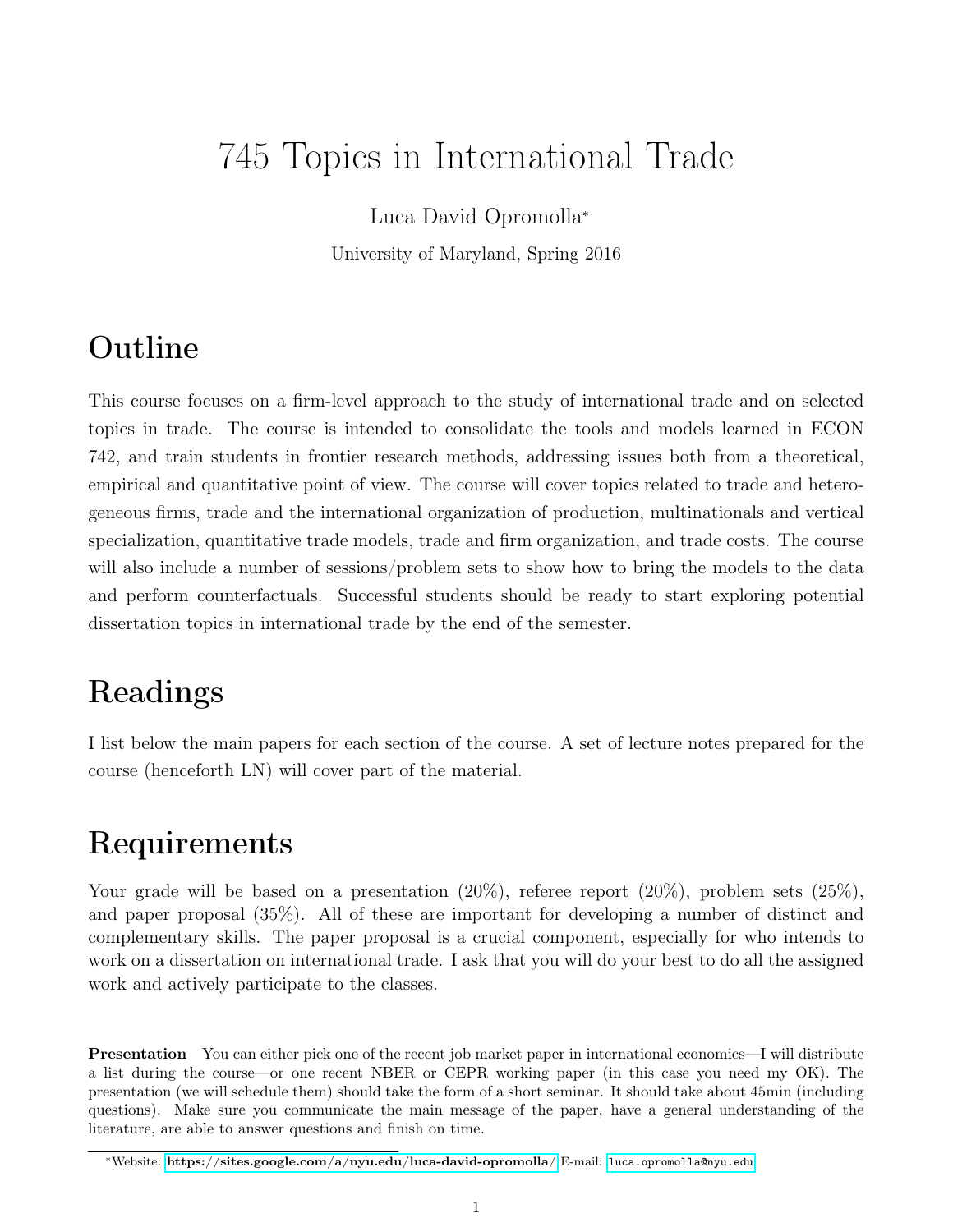# 745 Topics in International Trade

Luca David Opromolla*

University of Maryland, Spring 2016

## Outline

This course focuses on a firm-level approach to the study of international trade and on selected topics in trade. The course is intended to consolidate the tools and models learned in ECON 742, and train students in frontier research methods, addressing issues both from a theoretical, empirical and quantitative point of view. The course will cover topics related to trade and heterogeneous firms, trade and the international organization of production, multinationals and vertical specialization, quantitative trade models, trade and firm organization, and trade costs. The course will also include a number of sessions/problem sets to show how to bring the models to the data and perform counterfactuals. Successful students should be ready to start exploring potential dissertation topics in international trade by the end of the semester.

## Readings

I list below the main papers for each section of the course. A set of lecture notes prepared for the course (henceforth LN) will cover part of the material.

## Requirements

Your grade will be based on a presentation (20%), referee report (20%), problem sets (25%), and paper proposal (35%). All of these are important for developing a number of distinct and complementary skills. The paper proposal is a crucial component, especially for who intends to work on a dissertation on international trade. I ask that you will do your best to do all the assigned work and actively participate to the classes.

**Presentation** You can either pick one of the recent job market paper in international economics—I will distribute a list during the course—or one recent NBER or CEPR working paper (in this case you need my OK). The presentation (we will schedule them) should take the form of a short seminar. It should take about 45min (including questions). Make sure you communicate the main message of the paper, have a general understanding of the literature, are able to answer questions and finish on time.

*Website: https://sites.google.com/a/nyu.edu/luca-david-opromolla/ E-mail: luca.opromolla@nyu.edu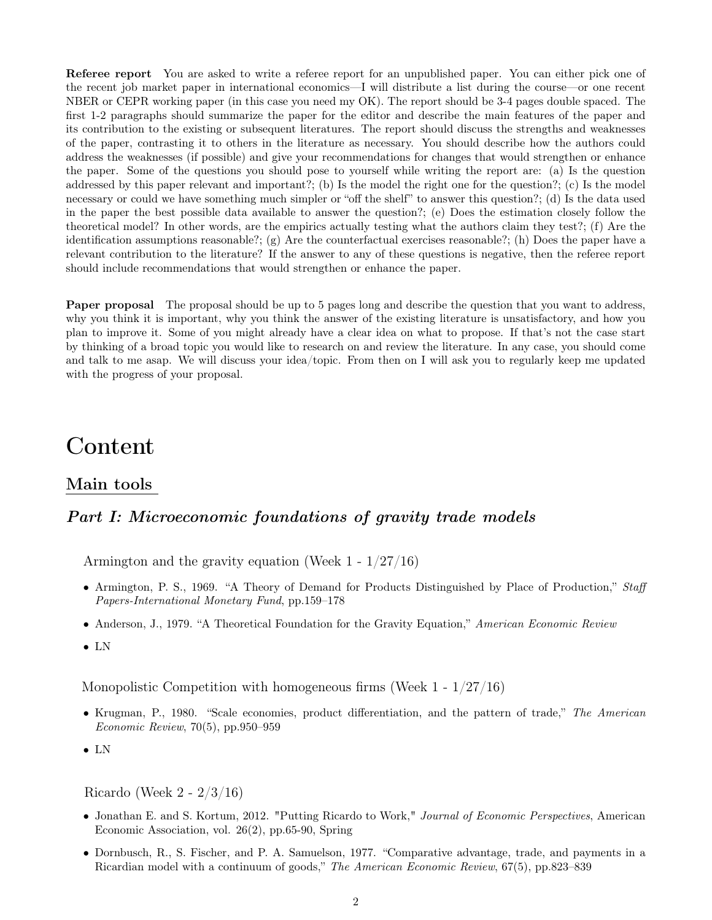**Referee report** You are asked to write a referee report for an unpublished paper. You can either pick one of the recent job market paper in international economics—I will distribute a list during the course—or one recent NBER or CEPR working paper (in this case you need my OK). The report should be 3-4 pages double spaced. The first 1-2 paragraphs should summarize the paper for the editor and describe the main features of the paper and its contribution to the existing or subsequent literatures. The report should discuss the strengths and weaknesses of the paper, contrasting it to others in the literature as necessary. You should describe how the authors could address the weaknesses (if possible) and give your recommendations for changes that would strengthen or enhance the paper. Some of the questions you should pose to yourself while writing the report are: (a) Is the question addressed by this paper relevant and important?; (b) Is the model the right one for the question?; (c) Is the model necessary or could we have something much simpler or "off the shelf" to answer this question?; (d) Is the data used in the paper the best possible data available to answer the question?; (e) Does the estimation closely follow the theoretical model? In other words, are the empirics actually testing what the authors claim they test?; (f) Are the identification assumptions reasonable?; (g) Are the counterfactual exercises reasonable?; (h) Does the paper have a relevant contribution to the literature? If the answer to any of these questions is negative, then the referee report should include recommendations that would strengthen or enhance the paper.

**Paper proposal** The proposal should be up to 5 pages long and describe the question that you want to address, why you think it is important, why you think the answer of the existing literature is unsatisfactory, and how you plan to improve it. Some of you might already have a clear idea on what to propose. If that's not the case start by thinking of a broad topic you would like to research on and review the literature. In any case, you should come and talk to me asap. We will discuss your idea/topic. From then on I will ask you to regularly keep me updated with the progress of your proposal.

# Content

## Main tools

### *Part I: Microeconomic foundations of gravity trade models*

Armington and the gravity equation (Week 1 - 1/27/16)

- Armington, P. S., 1969. "A Theory of Demand for Products Distinguished by Place of Production," *Staff Papers-International Monetary Fund*, pp.159–178
- Anderson, J., 1979. "A Theoretical Foundation for the Gravity Equation," *American Economic Review*
- LN

Monopolistic Competition with homogeneous firms (Week 1 - 1/27/16)

- Krugman, P., 1980. "Scale economies, product differentiation, and the pattern of trade," *The American Economic Review*, 70(5), pp.950–959
- LN

Ricardo (Week 2 - 2/3/16)

- Jonathan E. and S. Kortum, 2012. "Putting Ricardo to Work," *Journal of Economic Perspectives*, American Economic Association, vol. 26(2), pp.65-90, Spring
- Dornbusch, R., S. Fischer, and P. A. Samuelson, 1977. "Comparative advantage, trade, and payments in a Ricardian model with a continuum of goods," *The American Economic Review*, 67(5), pp.823–839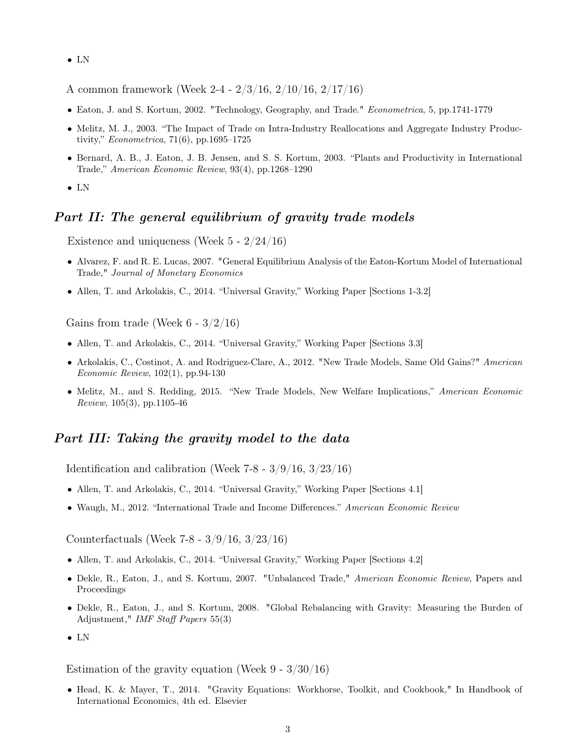- LN

A common framework (Week 2-4 - 2/3/16, 2/10/16, 2/17/16)

- Eaton, J. and S. Kortum, 2002. "Technology, Geography, and Trade." *Econometrica*, 5, pp.1741-1779
- Melitz, M. J., 2003. "The Impact of Trade on Intra-Industry Reallocations and Aggregate Industry Productivity," *Econometrica*, 71(6), pp.1695–1725
- Bernard, A. B., J. Eaton, J. B. Jensen, and S. S. Kortum, 2003. "Plants and Productivity in International Trade," *American Economic Review*, 93(4), pp.1268–1290
- LN

## *Part II: The general equilibrium of gravity trade models*

Existence and uniqueness (Week 5 - 2/24/16)

- Alvarez, F. and R. E. Lucas, 2007. "General Equilibrium Analysis of the Eaton-Kortum Model of International Trade," *Journal of Monetary Economics*
- Allen, T. and Arkolakis, C., 2014. "Universal Gravity," Working Paper [Sections 1-3.2]

Gains from trade (Week 6 - 3/2/16)

- Allen, T. and Arkolakis, C., 2014. "Universal Gravity," Working Paper [Sections 3.3]
- Arkolakis, C., Costinot, A. and Rodriguez-Clare, A., 2012. "New Trade Models, Same Old Gains?" *American Economic Review*, 102(1), pp.94-130
- Melitz, M., and S. Redding, 2015. "New Trade Models, New Welfare Implications," *American Economic Review,* 105(3), pp.1105-46

## *Part III: Taking the gravity model to the data*

Identification and calibration (Week 7-8 - 3/9/16, 3/23/16)

- Allen, T. and Arkolakis, C., 2014. "Universal Gravity," Working Paper [Sections 4.1]
- Waugh, M., 2012. "International Trade and Income Differences." *American Economic Review*

Counterfactuals (Week 7-8 - 3/9/16, 3/23/16)

- Allen, T. and Arkolakis, C., 2014. "Universal Gravity," Working Paper [Sections 4.2]
- Dekle, R., Eaton, J., and S. Kortum, 2007. "Unbalanced Trade," *American Economic Review*, Papers and Proceedings
- Dekle, R., Eaton, J., and S. Kortum, 2008. "Global Rebalancing with Gravity: Measuring the Burden of Adjustment," *IMF Staff Papers* 55(3)
- LN

Estimation of the gravity equation (Week 9 - 3/30/16)

- Head, K. & Mayer, T., 2014. "Gravity Equations: Workhorse, Toolkit, and Cookbook," In Handbook of International Economics, 4th ed. Elsevier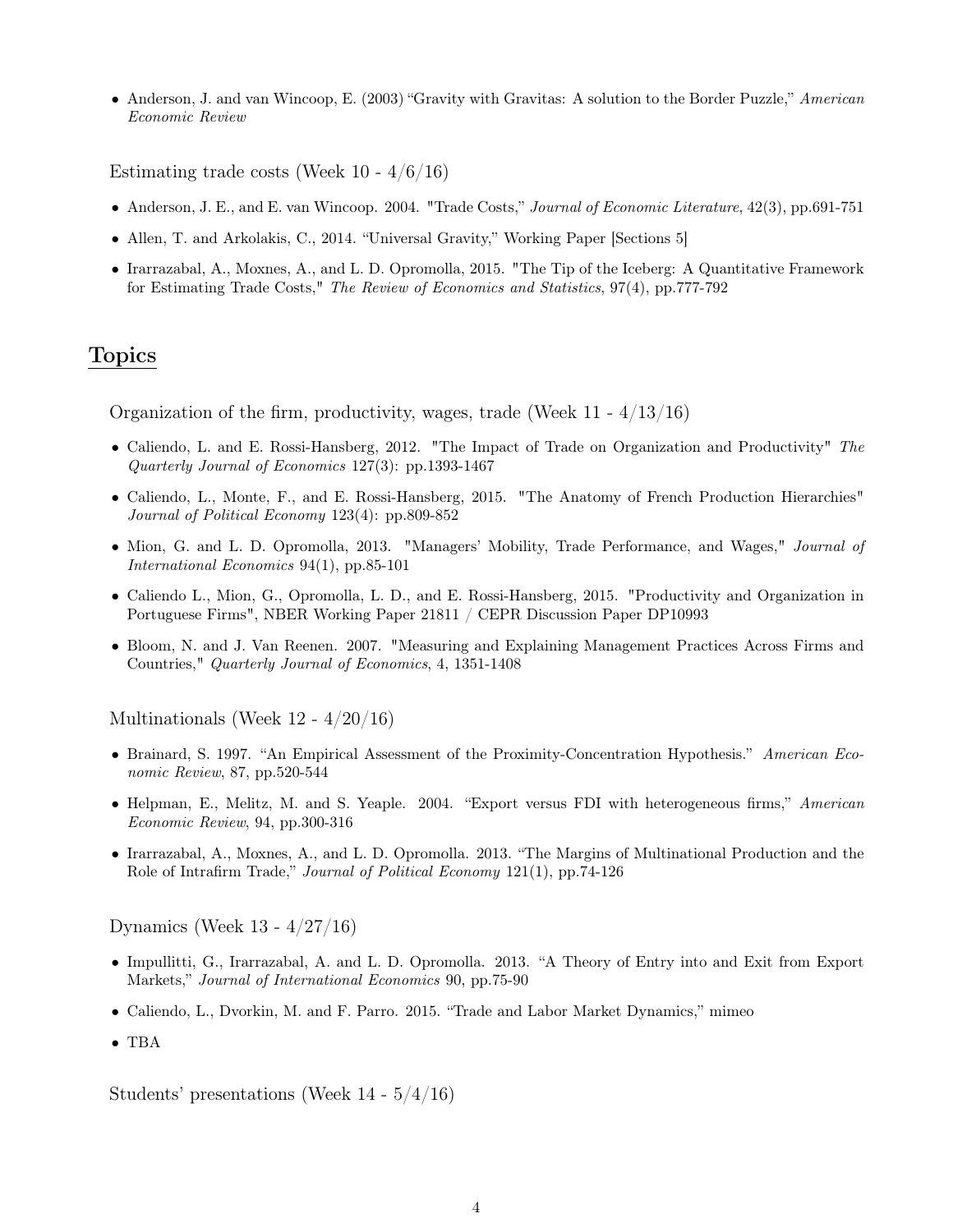- Anderson, J. and van Wincoop, E. (2003) "Gravity with Gravitas: A solution to the Border Puzzle," *American Economic Review*

Estimating trade costs (Week 10 - 4/6/16)

- Anderson, J. E., and E. van Wincoop. 2004. "Trade Costs," *Journal of Economic Literature*, 42(3), pp.691-751
- Allen, T. and Arkolakis, C., 2014. "Universal Gravity," Working Paper [Sections 5]
- Irarrazabal, A., Moxnes, A., and L. D. Opromolla, 2015. "The Tip of the Iceberg: A Quantitative Framework for Estimating Trade Costs," *The Review of Economics and Statistics*, 97(4), pp.777-792

## Topics

Organization of the firm, productivity, wages, trade (Week 11 - 4/13/16)

- Caliendo, L. and E. Rossi-Hansberg, 2012. "The Impact of Trade on Organization and Productivity" *The Quarterly Journal of Economics* 127(3): pp.1393-1467
- Caliendo, L., Monte, F., and E. Rossi-Hansberg, 2015. "The Anatomy of French Production Hierarchies" *Journal of Political Economy* 123(4): pp.809-852
- Mion, G. and L. D. Opromolla, 2013. "Managers' Mobility, Trade Performance, and Wages," *Journal of International Economics* 94(1), pp.85-101
- Caliendo L., Mion, G., Opromolla, L. D., and E. Rossi-Hansberg, 2015. "Productivity and Organization in Portuguese Firms", NBER Working Paper 21811 / CEPR Discussion Paper DP10993
- Bloom, N. and J. Van Reenen. 2007. "Measuring and Explaining Management Practices Across Firms and Countries," *Quarterly Journal of Economics*, 4, 1351-1408

Multinationals (Week 12 - 4/20/16)

- Brainard, S. 1997. "An Empirical Assessment of the Proximity-Concentration Hypothesis." *American Economic Review*, 87, pp.520-544
- Helpman, E., Melitz, M. and S. Yeaple. 2004. "Export versus FDI with heterogeneous firms," *American Economic Review*, 94, pp.300-316
- Irarrazabal, A., Moxnes, A., and L. D. Opromolla. 2013. "The Margins of Multinational Production and the Role of Intrafirm Trade," *Journal of Political Economy* 121(1), pp.74-126

Dynamics (Week 13 - 4/27/16)

- Impullitti, G., Irarrazabal, A. and L. D. Opromolla. 2013. "A Theory of Entry into and Exit from Export Markets," *Journal of International Economics* 90, pp.75-90
- Caliendo, L., Dvorkin, M. and F. Parro. 2015. "Trade and Labor Market Dynamics," mimeo
- TBA

Students' presentations (Week 14 - 5/4/16)